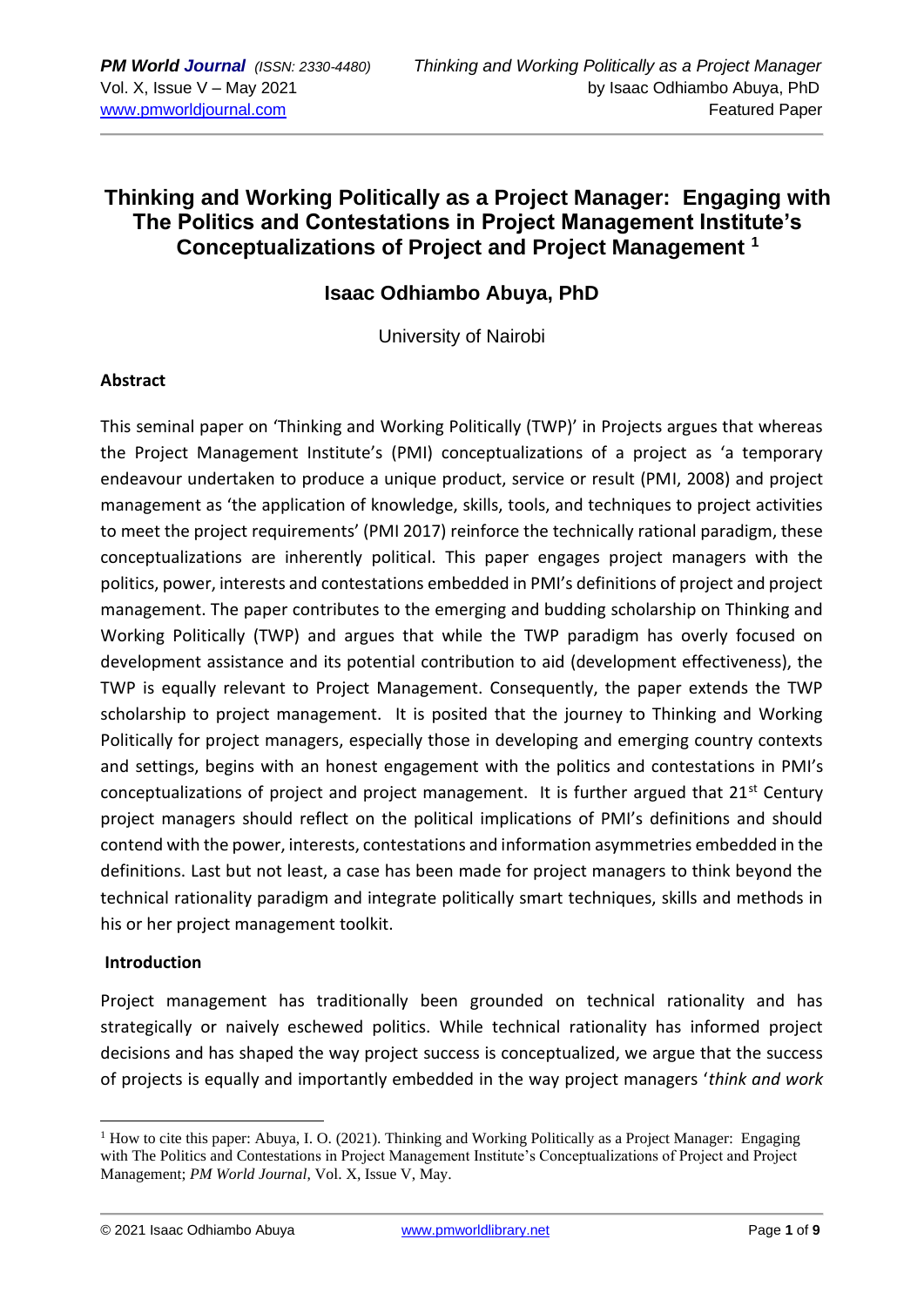# Thinking and Working Politically as a Project Manager: Engaging with The Politics and Contestations in Project Management Institute's Conceptualizations of Project and Project Management [1]

## Isaac Odhiambo Abuya, PhD

University of Nairobi

### Abstract

This seminal paper on 'Thinking and Working Politically (TWP)' in Projects argues that whereas the Project Management Institute's (PMI) conceptualizations of a project as 'a temporary endeavour undertaken to produce a unique product, service or result (PMI, 2008) and project management as 'the application of knowledge, skills, tools, and techniques to project activities to meet the project requirements' (PMI 2017) reinforce the technically rational paradigm, these conceptualizations are inherently political. This paper engages project managers with the politics, power, interests and contestations embedded in PMI's definitions of project and project management. The paper contributes to the emerging and budding scholarship on Thinking and Working Politically (TWP) and argues that while the TWP paradigm has overly focused on development assistance and its potential contribution to aid (development effectiveness), the TWP is equally relevant to Project Management. Consequently, the paper extends the TWP scholarship to project management. It is posited that the journey to Thinking and Working Politically for project managers, especially those in developing and emerging country contexts and settings, begins with an honest engagement with the politics and contestations in PMI's conceptualizations of project and project management. It is further argued that 21st Century project managers should reflect on the political implications of PMI's definitions and should contend with the power, interests, contestations and information asymmetries embedded in the definitions. Last but not least, a case has been made for project managers to think beyond the technical rationality paradigm and integrate politically smart techniques, skills and methods in his or her project management toolkit.

### Introduction

Project management has traditionally been grounded on technical rationality and has strategically or naively eschewed politics. While technical rationality has informed project decisions and has shaped the way project success is conceptualized, we argue that the success of projects is equally and importantly embedded in the way project managers '*think and work*

---

[1] How to cite this paper: Abuya, I. O. (2021). Thinking and Working Politically as a Project Manager: Engaging with The Politics and Contestations in Project Management Institute's Conceptualizations of Project and Project Management; *PM World Journal*, Vol. X, Issue V, May.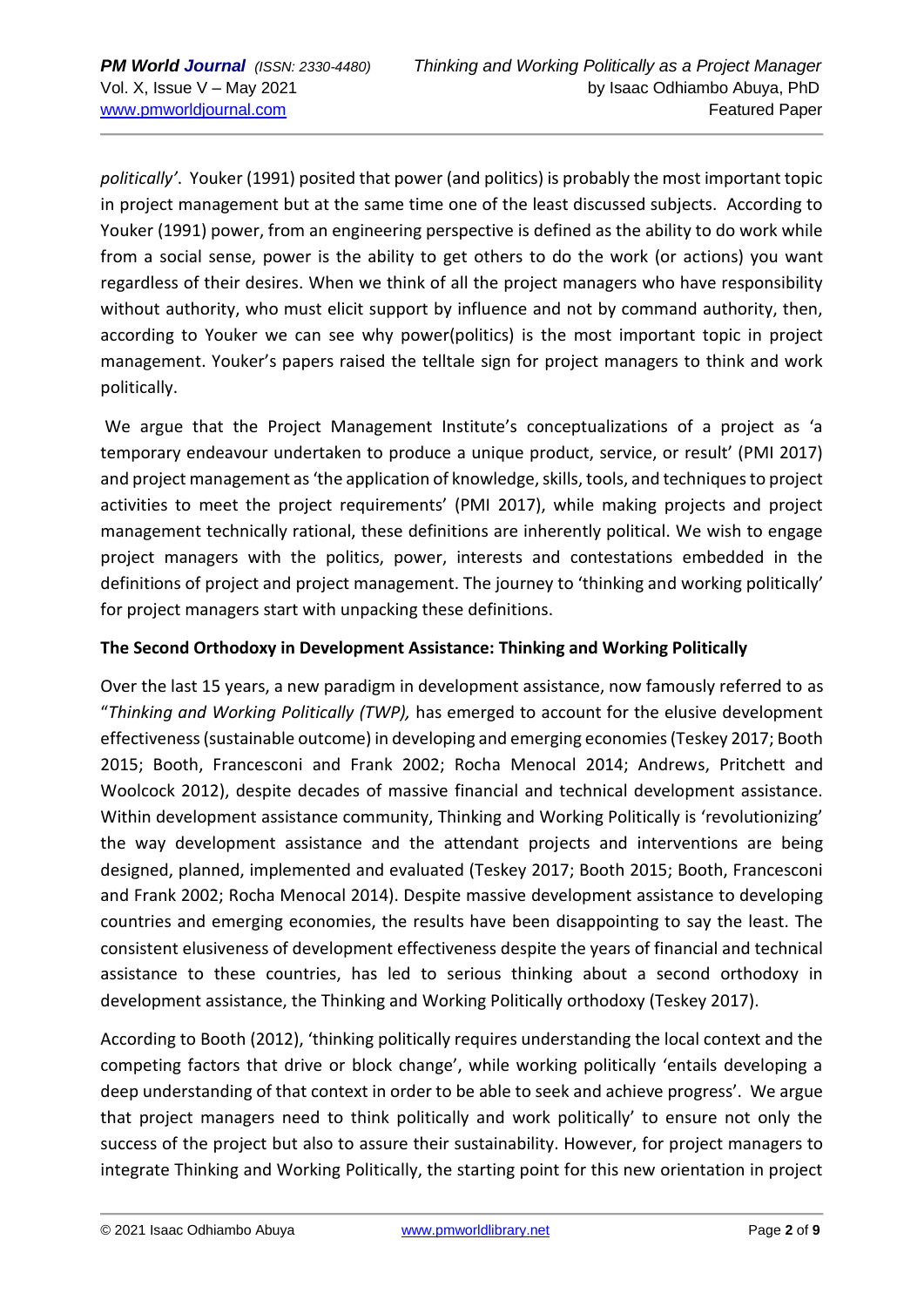*politically'*. Youker (1991) posited that power (and politics) is probably the most important topic in project management but at the same time one of the least discussed subjects. According to Youker (1991) power, from an engineering perspective is defined as the ability to do work while from a social sense, power is the ability to get others to do the work (or actions) you want regardless of their desires. When we think of all the project managers who have responsibility without authority, who must elicit support by influence and not by command authority, then, according to Youker we can see why power(politics) is the most important topic in project management. Youker's papers raised the telltale sign for project managers to think and work politically.

We argue that the Project Management Institute's conceptualizations of a project as 'a temporary endeavour undertaken to produce a unique product, service, or result' (PMI 2017) and project management as 'the application of knowledge, skills, tools, and techniques to project activities to meet the project requirements' (PMI 2017), while making projects and project management technically rational, these definitions are inherently political. We wish to engage project managers with the politics, power, interests and contestations embedded in the definitions of project and project management. The journey to 'thinking and working politically' for project managers start with unpacking these definitions.

**The Second Orthodoxy in Development Assistance: Thinking and Working Politically**

Over the last 15 years, a new paradigm in development assistance, now famously referred to as "*Thinking and Working Politically (TWP),* has emerged to account for the elusive development effectiveness (sustainable outcome) in developing and emerging economies (Teskey 2017; Booth 2015; Booth, Francesconi and Frank 2002; Rocha Menocal 2014; Andrews, Pritchett and Woolcock 2012), despite decades of massive financial and technical development assistance. Within development assistance community, Thinking and Working Politically is 'revolutionizing' the way development assistance and the attendant projects and interventions are being designed, planned, implemented and evaluated (Teskey 2017; Booth 2015; Booth, Francesconi and Frank 2002; Rocha Menocal 2014). Despite massive development assistance to developing countries and emerging economies, the results have been disappointing to say the least. The consistent elusiveness of development effectiveness despite the years of financial and technical assistance to these countries, has led to serious thinking about a second orthodoxy in development assistance, the Thinking and Working Politically orthodoxy (Teskey 2017).

According to Booth (2012), 'thinking politically requires understanding the local context and the competing factors that drive or block change', while working politically 'entails developing a deep understanding of that context in order to be able to seek and achieve progress'. We argue that project managers need to think politically and work politically' to ensure not only the success of the project but also to assure their sustainability. However, for project managers to integrate Thinking and Working Politically, the starting point for this new orientation in project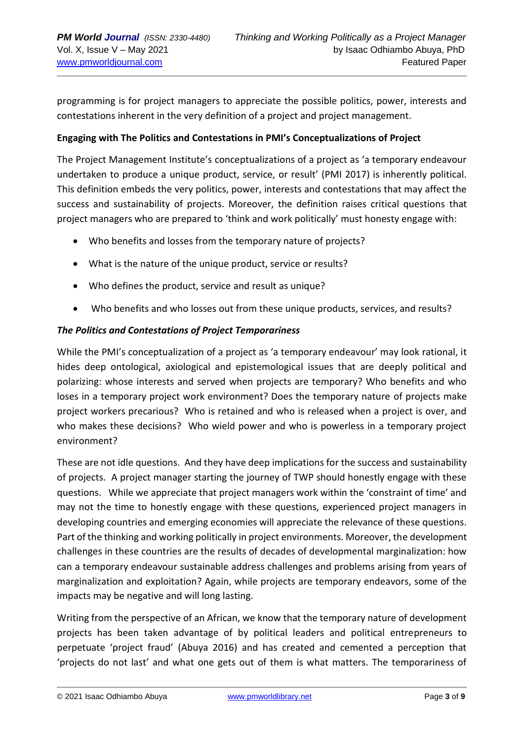programming is for project managers to appreciate the possible politics, power, interests and contestations inherent in the very definition of a project and project management.

**Engaging with The Politics and Contestations in PMI's Conceptualizations of Project**

The Project Management Institute's conceptualizations of a project as 'a temporary endeavour undertaken to produce a unique product, service, or result' (PMI 2017) is inherently political. This definition embeds the very politics, power, interests and contestations that may affect the success and sustainability of projects. Moreover, the definition raises critical questions that project managers who are prepared to 'think and work politically' must honesty engage with:

- Who benefits and losses from the temporary nature of projects?
- What is the nature of the unique product, service or results?
- Who defines the product, service and result as unique?
- Who benefits and who losses out from these unique products, services, and results?

***The Politics and Contestations of Project Temporariness***

While the PMI's conceptualization of a project as 'a temporary endeavour' may look rational, it hides deep ontological, axiological and epistemological issues that are deeply political and polarizing: whose interests and served when projects are temporary? Who benefits and who loses in a temporary project work environment? Does the temporary nature of projects make project workers precarious? Who is retained and who is released when a project is over, and who makes these decisions? Who wield power and who is powerless in a temporary project environment?

These are not idle questions. And they have deep implications for the success and sustainability of projects. A project manager starting the journey of TWP should honestly engage with these questions. While we appreciate that project managers work within the 'constraint of time' and may not the time to honestly engage with these questions, experienced project managers in developing countries and emerging economies will appreciate the relevance of these questions. Part of the thinking and working politically in project environments. Moreover, the development challenges in these countries are the results of decades of developmental marginalization: how can a temporary endeavour sustainable address challenges and problems arising from years of marginalization and exploitation? Again, while projects are temporary endeavors, some of the impacts may be negative and will long lasting.

Writing from the perspective of an African, we know that the temporary nature of development projects has been taken advantage of by political leaders and political entrepreneurs to perpetuate 'project fraud' (Abuya 2016) and has created and cemented a perception that 'projects do not last' and what one gets out of them is what matters. The temporariness of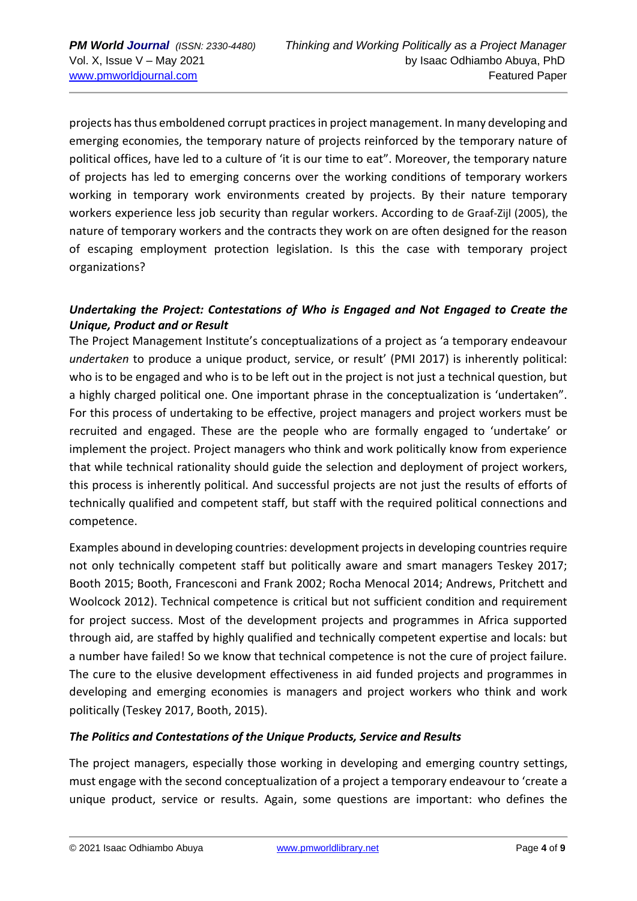projects has thus emboldened corrupt practices in project management. In many developing and emerging economies, the temporary nature of projects reinforced by the temporary nature of political offices, have led to a culture of 'it is our time to eat". Moreover, the temporary nature of projects has led to emerging concerns over the working conditions of temporary workers working in temporary work environments created by projects. By their nature temporary workers experience less job security than regular workers. According to de Graaf-Zijl (2005), the nature of temporary workers and the contracts they work on are often designed for the reason of escaping employment protection legislation. Is this the case with temporary project organizations?

### *Undertaking the Project: Contestations of Who is Engaged and Not Engaged to Create the Unique, Product and or Result*

The Project Management Institute's conceptualizations of a project as 'a temporary endeavour *undertaken* to produce a unique product, service, or result' (PMI 2017) is inherently political: who is to be engaged and who is to be left out in the project is not just a technical question, but a highly charged political one. One important phrase in the conceptualization is 'undertaken". For this process of undertaking to be effective, project managers and project workers must be recruited and engaged. These are the people who are formally engaged to 'undertake' or implement the project. Project managers who think and work politically know from experience that while technical rationality should guide the selection and deployment of project workers, this process is inherently political. And successful projects are not just the results of efforts of technically qualified and competent staff, but staff with the required political connections and competence.

Examples abound in developing countries: development projects in developing countries require not only technically competent staff but politically aware and smart managers Teskey 2017; Booth 2015; Booth, Francesconi and Frank 2002; Rocha Menocal 2014; Andrews, Pritchett and Woolcock 2012). Technical competence is critical but not sufficient condition and requirement for project success. Most of the development projects and programmes in Africa supported through aid, are staffed by highly qualified and technically competent expertise and locals: but a number have failed! So we know that technical competence is not the cure of project failure. The cure to the elusive development effectiveness in aid funded projects and programmes in developing and emerging economies is managers and project workers who think and work politically (Teskey 2017, Booth, 2015).

### *The Politics and Contestations of the Unique Products, Service and Results*

The project managers, especially those working in developing and emerging country settings, must engage with the second conceptualization of a project a temporary endeavour to 'create a unique product, service or results. Again, some questions are important: who defines the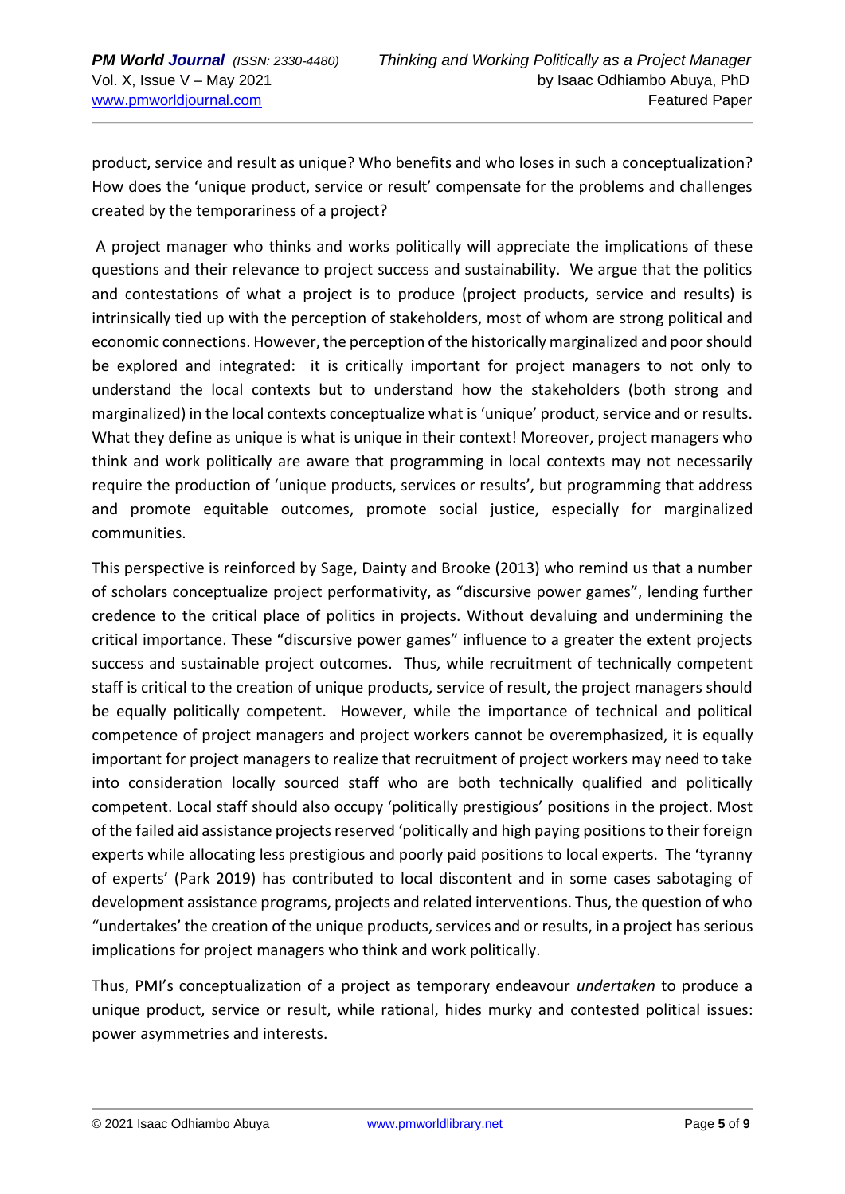product, service and result as unique? Who benefits and who loses in such a conceptualization? How does the 'unique product, service or result' compensate for the problems and challenges created by the temporariness of a project?

A project manager who thinks and works politically will appreciate the implications of these questions and their relevance to project success and sustainability. We argue that the politics and contestations of what a project is to produce (project products, service and results) is intrinsically tied up with the perception of stakeholders, most of whom are strong political and economic connections. However, the perception of the historically marginalized and poor should be explored and integrated: it is critically important for project managers to not only to understand the local contexts but to understand how the stakeholders (both strong and marginalized) in the local contexts conceptualize what is 'unique' product, service and or results. What they define as unique is what is unique in their context! Moreover, project managers who think and work politically are aware that programming in local contexts may not necessarily require the production of 'unique products, services or results', but programming that address and promote equitable outcomes, promote social justice, especially for marginalized communities.

This perspective is reinforced by Sage, Dainty and Brooke (2013) who remind us that a number of scholars conceptualize project performativity, as "discursive power games", lending further credence to the critical place of politics in projects. Without devaluing and undermining the critical importance. These "discursive power games" influence to a greater the extent projects success and sustainable project outcomes. Thus, while recruitment of technically competent staff is critical to the creation of unique products, service of result, the project managers should be equally politically competent. However, while the importance of technical and political competence of project managers and project workers cannot be overemphasized, it is equally important for project managers to realize that recruitment of project workers may need to take into consideration locally sourced staff who are both technically qualified and politically competent. Local staff should also occupy 'politically prestigious' positions in the project. Most of the failed aid assistance projects reserved 'politically and high paying positions to their foreign experts while allocating less prestigious and poorly paid positions to local experts. The 'tyranny of experts' (Park 2019) has contributed to local discontent and in some cases sabotaging of development assistance programs, projects and related interventions. Thus, the question of who "undertakes' the creation of the unique products, services and or results, in a project has serious implications for project managers who think and work politically.

Thus, PMI's conceptualization of a project as temporary endeavour *undertaken* to produce a unique product, service or result, while rational, hides murky and contested political issues: power asymmetries and interests.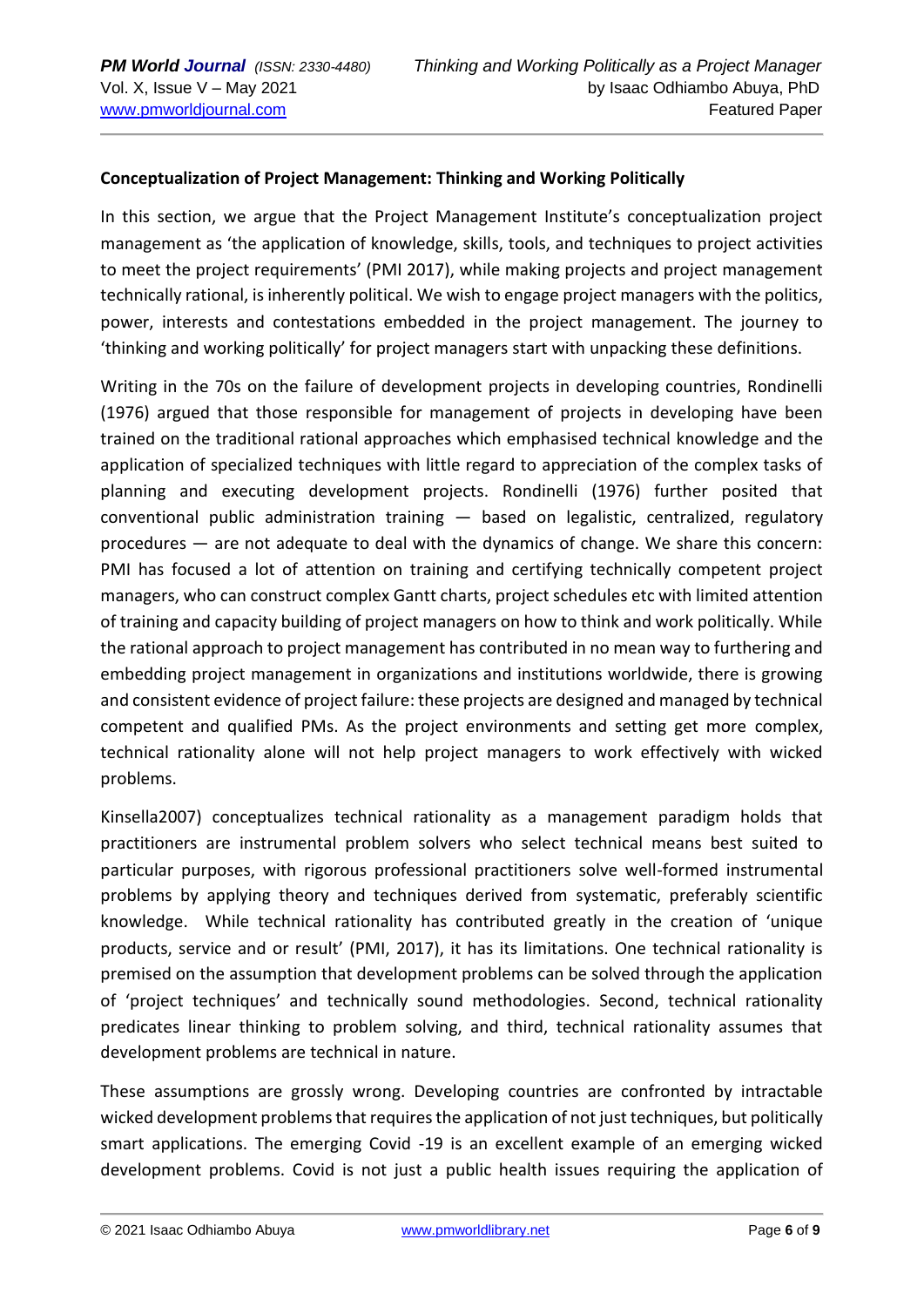**Conceptualization of Project Management: Thinking and Working Politically**

In this section, we argue that the Project Management Institute's conceptualization project management as 'the application of knowledge, skills, tools, and techniques to project activities to meet the project requirements' (PMI 2017), while making projects and project management technically rational, is inherently political. We wish to engage project managers with the politics, power, interests and contestations embedded in the project management. The journey to 'thinking and working politically' for project managers start with unpacking these definitions.

Writing in the 70s on the failure of development projects in developing countries, Rondinelli (1976) argued that those responsible for management of projects in developing have been trained on the traditional rational approaches which emphasised technical knowledge and the application of specialized techniques with little regard to appreciation of the complex tasks of planning and executing development projects. Rondinelli (1976) further posited that conventional public administration training — based on legalistic, centralized, regulatory procedures — are not adequate to deal with the dynamics of change. We share this concern: PMI has focused a lot of attention on training and certifying technically competent project managers, who can construct complex Gantt charts, project schedules etc with limited attention of training and capacity building of project managers on how to think and work politically. While the rational approach to project management has contributed in no mean way to furthering and embedding project management in organizations and institutions worldwide, there is growing and consistent evidence of project failure: these projects are designed and managed by technical competent and qualified PMs. As the project environments and setting get more complex, technical rationality alone will not help project managers to work effectively with wicked problems.

Kinsella2007) conceptualizes technical rationality as a management paradigm holds that practitioners are instrumental problem solvers who select technical means best suited to particular purposes, with rigorous professional practitioners solve well-formed instrumental problems by applying theory and techniques derived from systematic, preferably scientific knowledge. While technical rationality has contributed greatly in the creation of 'unique products, service and or result' (PMI, 2017), it has its limitations. One technical rationality is premised on the assumption that development problems can be solved through the application of 'project techniques' and technically sound methodologies. Second, technical rationality predicates linear thinking to problem solving, and third, technical rationality assumes that development problems are technical in nature.

These assumptions are grossly wrong. Developing countries are confronted by intractable wicked development problems that requires the application of not just techniques, but politically smart applications. The emerging Covid -19 is an excellent example of an emerging wicked development problems. Covid is not just a public health issues requiring the application of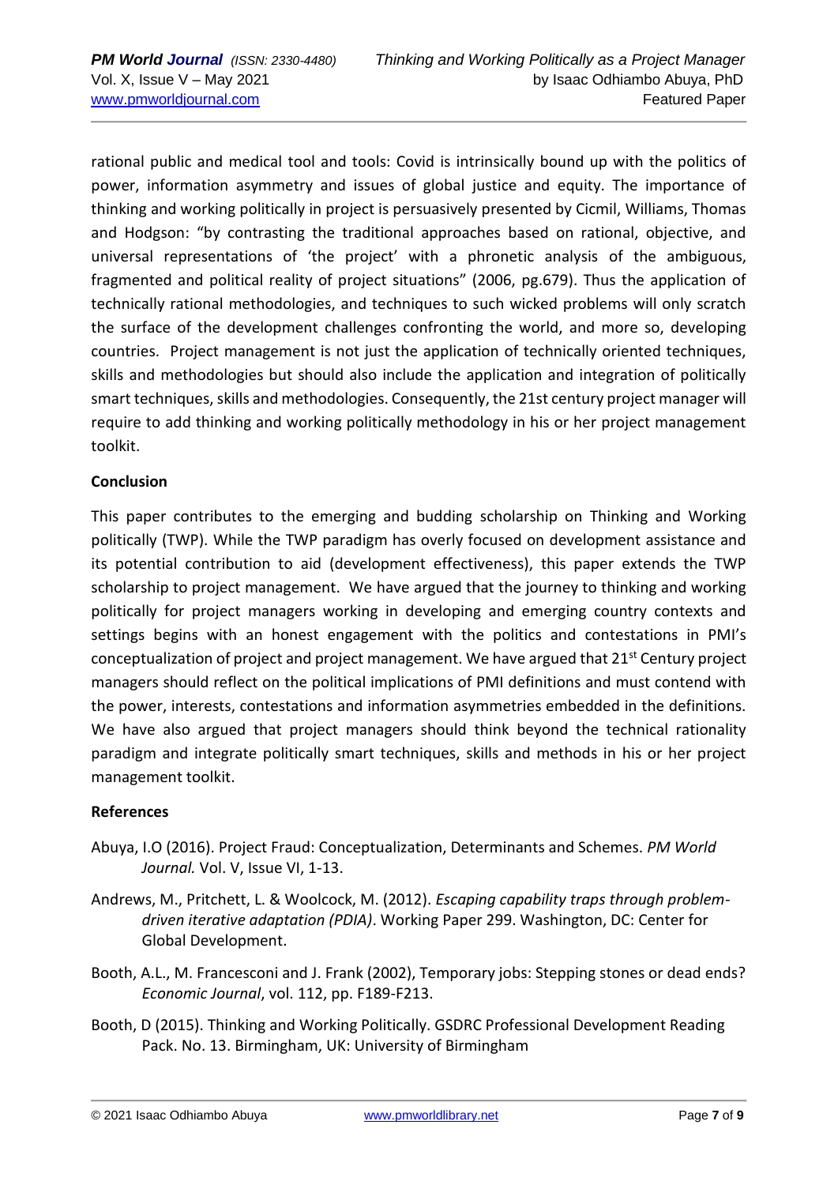rational public and medical tool and tools: Covid is intrinsically bound up with the politics of power, information asymmetry and issues of global justice and equity. The importance of thinking and working politically in project is persuasively presented by Cicmil, Williams, Thomas and Hodgson: "by contrasting the traditional approaches based on rational, objective, and universal representations of 'the project' with a phronetic analysis of the ambiguous, fragmented and political reality of project situations" (2006, pg.679). Thus the application of technically rational methodologies, and techniques to such wicked problems will only scratch the surface of the development challenges confronting the world, and more so, developing countries. Project management is not just the application of technically oriented techniques, skills and methodologies but should also include the application and integration of politically smart techniques, skills and methodologies. Consequently, the 21st century project manager will require to add thinking and working politically methodology in his or her project management toolkit.

**Conclusion**

This paper contributes to the emerging and budding scholarship on Thinking and Working politically (TWP). While the TWP paradigm has overly focused on development assistance and its potential contribution to aid (development effectiveness), this paper extends the TWP scholarship to project management. We have argued that the journey to thinking and working politically for project managers working in developing and emerging country contexts and settings begins with an honest engagement with the politics and contestations in PMI's conceptualization of project and project management. We have argued that 21st Century project managers should reflect on the political implications of PMI definitions and must contend with the power, interests, contestations and information asymmetries embedded in the definitions. We have also argued that project managers should think beyond the technical rationality paradigm and integrate politically smart techniques, skills and methods in his or her project management toolkit.

**References**

Abuya, I.O (2016). Project Fraud: Conceptualization, Determinants and Schemes. *PM World Journal.* Vol. V, Issue VI, 1-13.

Andrews, M., Pritchett, L. & Woolcock, M. (2012). *Escaping capability traps through problem-driven iterative adaptation (PDIA)*. Working Paper 299. Washington, DC: Center for Global Development.

Booth, A.L., M. Francesconi and J. Frank (2002), Temporary jobs: Stepping stones or dead ends? *Economic Journal*, vol. 112, pp. F189-F213.

Booth, D (2015). Thinking and Working Politically. GSDRC Professional Development Reading Pack. No. 13. Birmingham, UK: University of Birmingham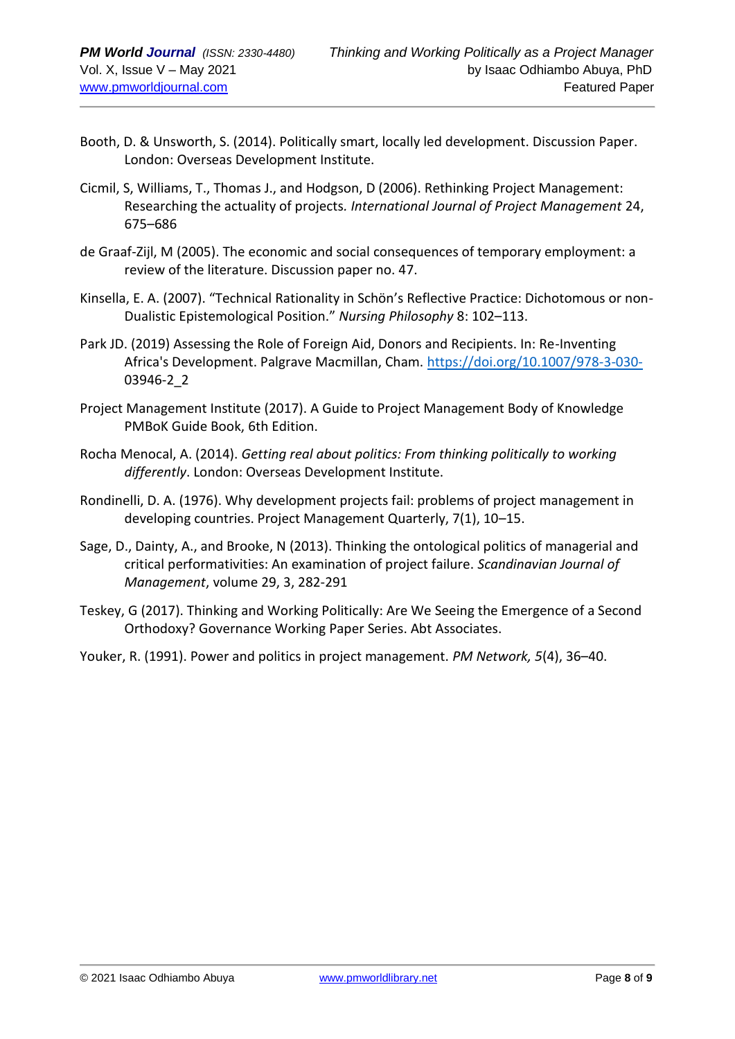Booth, D. & Unsworth, S. (2014). Politically smart, locally led development. Discussion Paper. London: Overseas Development Institute.

Cicmil, S, Williams, T., Thomas J., and Hodgson, D (2006). Rethinking Project Management: Researching the actuality of projects*. International Journal of Project Management* 24, 675–686

de Graaf-Zijl, M (2005). The economic and social consequences of temporary employment: a review of the literature. Discussion paper no. 47.

Kinsella, E. A. (2007). "Technical Rationality in Schön's Reflective Practice: Dichotomous or non-Dualistic Epistemological Position." *Nursing Philosophy* 8: 102–113.

Park JD. (2019) Assessing the Role of Foreign Aid, Donors and Recipients. In: Re-Inventing Africa's Development. Palgrave Macmillan, Cham. https://doi.org/10.1007/978-3-030-03946-2_2

Project Management Institute (2017). A Guide to Project Management Body of Knowledge PMBoK Guide Book, 6th Edition.

Rocha Menocal, A. (2014). *Getting real about politics: From thinking politically to working differently*. London: Overseas Development Institute.

Rondinelli, D. A. (1976). Why development projects fail: problems of project management in developing countries. Project Management Quarterly, 7(1), 10–15.

Sage, D., Dainty, A., and Brooke, N (2013). Thinking the ontological politics of managerial and critical performativities: An examination of project failure. *Scandinavian Journal of Management*, volume 29, 3, 282-291

Teskey, G (2017). Thinking and Working Politically: Are We Seeing the Emergence of a Second Orthodoxy? Governance Working Paper Series. Abt Associates.

Youker, R. (1991). Power and politics in project management. *PM Network, 5*(4), 36–40.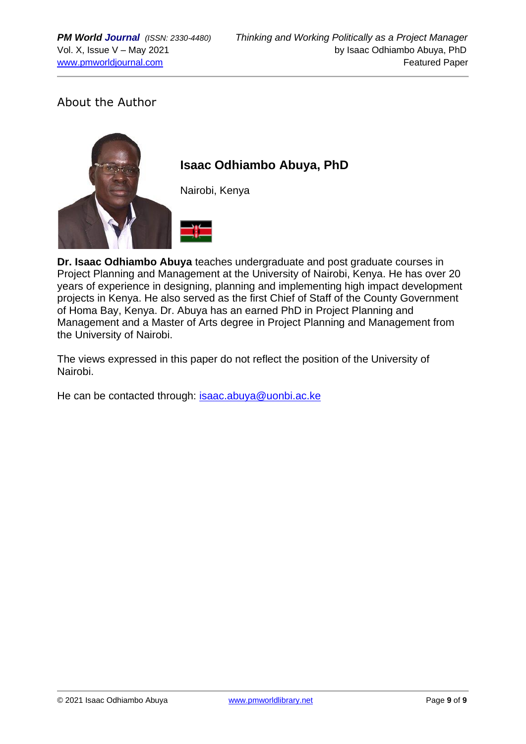## About the Author

### Isaac Odhiambo Abuya, PhD

Nairobi, Kenya

**Dr. Isaac Odhiambo Abuya** teaches undergraduate and post graduate courses in Project Planning and Management at the University of Nairobi, Kenya. He has over 20 years of experience in designing, planning and implementing high impact development projects in Kenya. He also served as the first Chief of Staff of the County Government of Homa Bay, Kenya. Dr. Abuya has an earned PhD in Project Planning and Management and a Master of Arts degree in Project Planning and Management from the University of Nairobi.

The views expressed in this paper do not reflect the position of the University of Nairobi.

He can be contacted through: isaac.abuya@uonbi.ac.ke